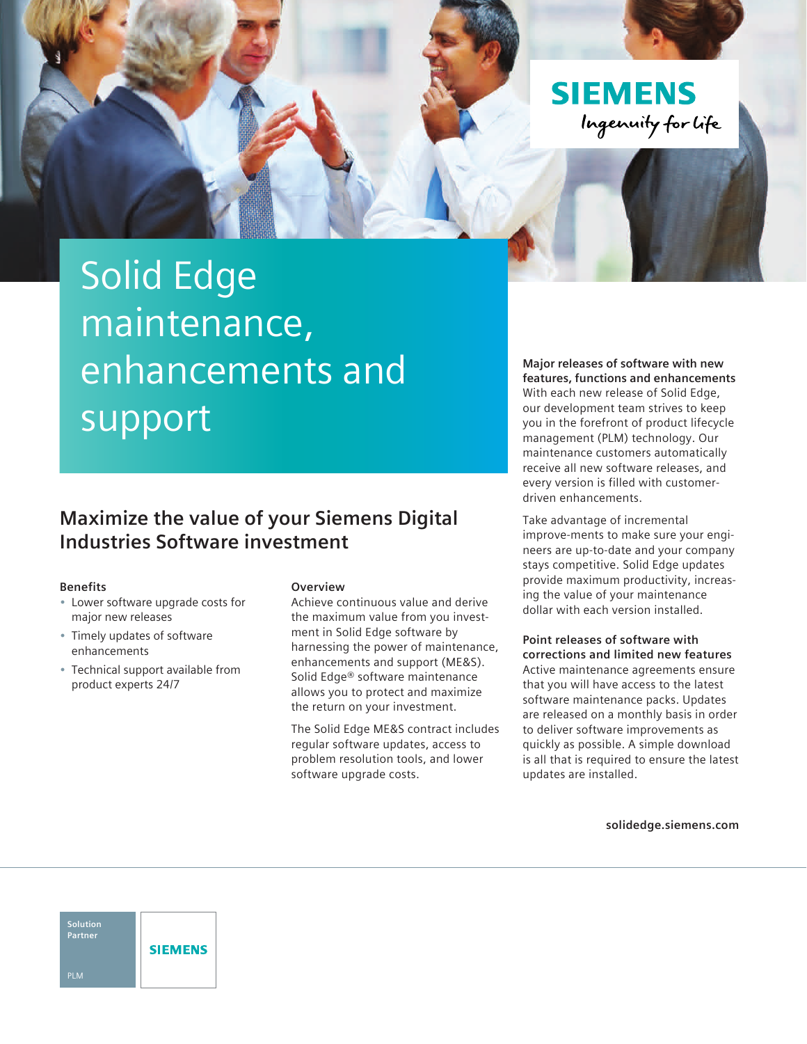# Solid Edge maintenance, enhancements and support

## Maximize the value of your Siemens Digital Industries Software investment

### Benefits

- Lower software upgrade costs for major new releases
- Timely updates of software enhancements
- Technical support available from product experts 24/7

### Overview

Achieve continuous value and derive the maximum value from you investment in Solid Edge software by harnessing the power of maintenance, enhancements and support (ME&S). Solid Edge® software maintenance allows you to protect and maximize the return on your investment.

The Solid Edge ME&S contract includes regular software updates, access to problem resolution tools, and lower software upgrade costs.

**Major releases of software with new features, functions and enhancements**
With each new release of Solid Edge, our development team strives to keep you in the forefront of product lifecycle management (PLM) technology. Our maintenance customers automatically receive all new software releases, and every version is filled with customer-driven enhancements.

Take advantage of incremental improve-ments to make sure your engineers are up-to-date and your company stays competitive. Solid Edge updates provide maximum productivity, increasing the value of your maintenance dollar with each version installed.

**Point releases of software with corrections and limited new features**
Active maintenance agreements ensure that you will have access to the latest software maintenance packs. Updates are released on a monthly basis in order to deliver software improvements as quickly as possible. A simple download is all that is required to ensure the latest updates are installed.

solidedge.siemens.com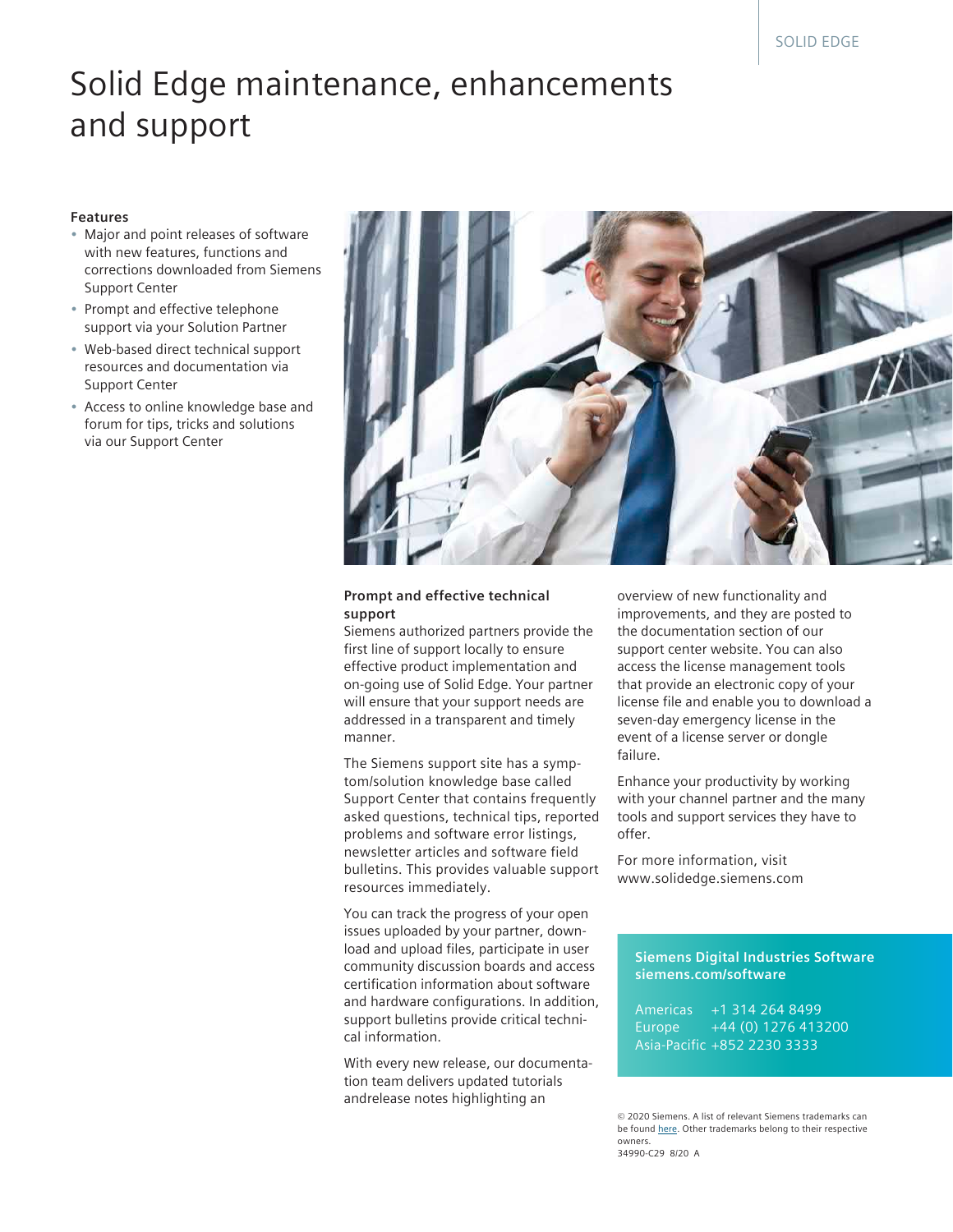# Solid Edge maintenance, enhancements and support

**Features**

- Major and point releases of software with new features, functions and corrections downloaded from Siemens Support Center
- Prompt and effective telephone support via your Solution Partner
- Web-based direct technical support resources and documentation via Support Center
- Access to online knowledge base and forum for tips, tricks and solutions via our Support Center

**Prompt and effective technical support**

Siemens authorized partners provide the first line of support locally to ensure effective product implementation and on-going use of Solid Edge. Your partner will ensure that your support needs are addressed in a transparent and timely manner.

The Siemens support site has a symptom/solution knowledge base called Support Center that contains frequently asked questions, technical tips, reported problems and software error listings, newsletter articles and software field bulletins. This provides valuable support resources immediately.

You can track the progress of your open issues uploaded by your partner, download and upload files, participate in user community discussion boards and access certification information about software and hardware configurations. In addition, support bulletins provide critical technical information.

With every new release, our documentation team delivers updated tutorials andrelease notes highlighting an overview of new functionality and improvements, and they are posted to the documentation section of our support center website. You can also access the license management tools that provide an electronic copy of your license file and enable you to download a seven-day emergency license in the event of a license server or dongle failure.

Enhance your productivity by working with your channel partner and the many tools and support services they have to offer.

For more information, visit www.solidedge.siemens.com

**Siemens Digital Industries Software**
**siemens.com/software**

Americas +1 314 264 8499
Europe +44 (0) 1276 413200
Asia-Pacific +852 2230 3333

© 2020 Siemens. A list of relevant Siemens trademarks can be found here. Other trademarks belong to their respective owners.
34990-C29 8/20 A